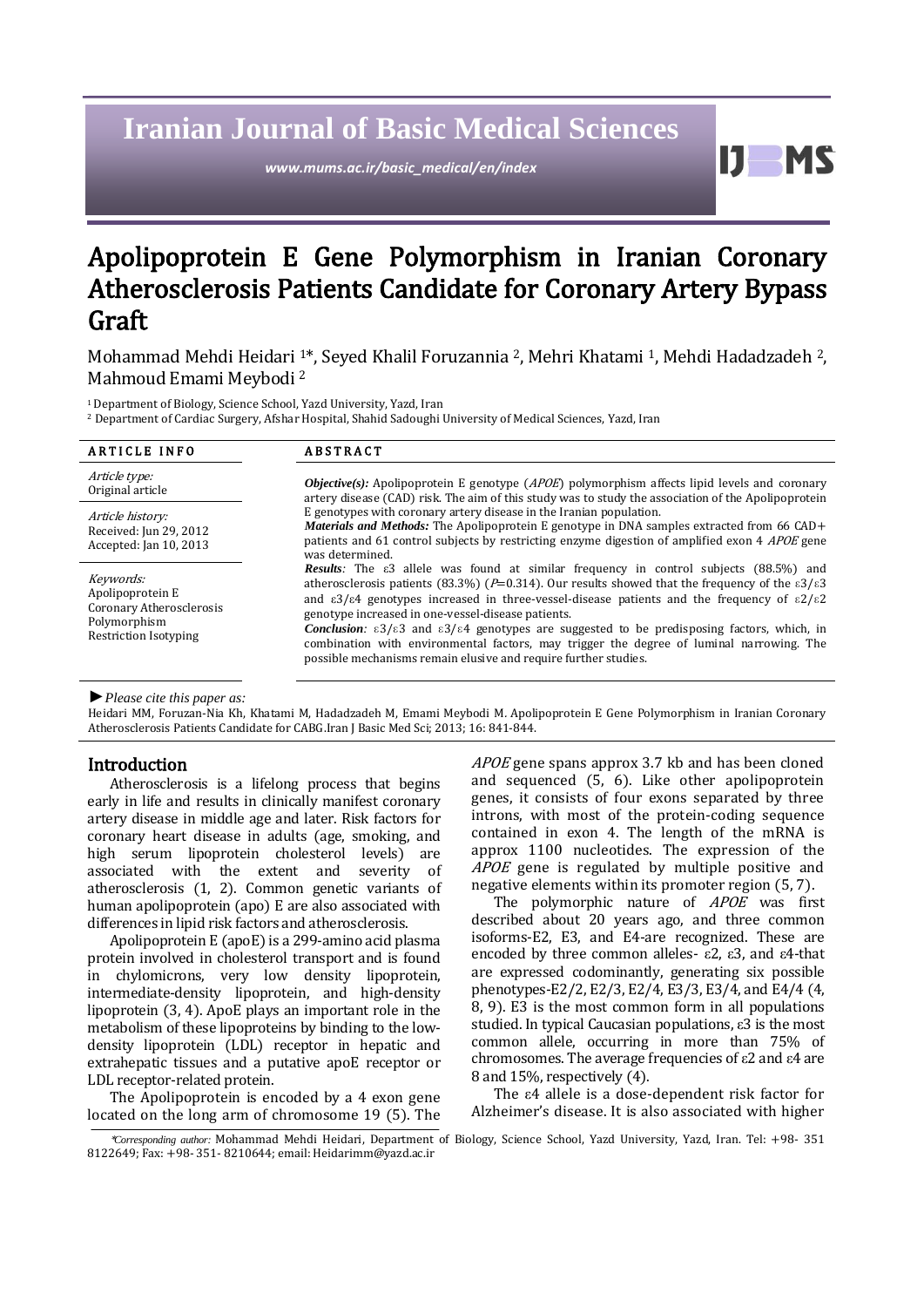# Apolipoprotein E Gene Polymorphism in Iranian Coronary Atherosclerosis Patients Candidate for Coronary Artery Bypass Graft

Mohammad Mehdi Heidari [1]*, Seyed Khalil Foruzannia [2], Mehri Khatami [1], Mehdi Hadadzadeh [2], Mahmoud Emami Meybodi [2]

[1] Department of Biology, Science School, Yazd University, Yazd, Iran

[2] Department of Cardiac Surgery, Afshar Hospital, Shahid Sadoughi University of Medical Sciences, Yazd, Iran

**ARTICLE INFO**

*Article type:*
Original article

*Article history:*
Received: Jun 29, 2012
Accepted: Jan 10, 2013

*Keywords:*
Apolipoprotein E
Coronary Atherosclerosis
Polymorphism
Restriction Isotyping

**ABSTRACT**

***Objective(s):*** Apolipoprotein E genotype (*APOE*) polymorphism affects lipid levels and coronary artery disease (CAD) risk. The aim of this study was to study the association of the Apolipoprotein E genotypes with coronary artery disease in the Iranian population.

***Materials and Methods:*** The Apolipoprotein E genotype in DNA samples extracted from 66 CAD+ patients and 61 control subjects by restricting enzyme digestion of amplified exon 4 *APOE* gene was determined.

***Results:*** The ε3 allele was found at similar frequency in control subjects (88.5%) and atherosclerosis patients (83.3%) ($P$=0.314). Our results showed that the frequency of the ε3/ε3 and ε3/ε4 genotypes increased in three-vessel-disease patients and the frequency of ε2/ε2 genotype increased in one-vessel-disease patients.

***Conclusion:*** ε3/ε3 and ε3/ε4 genotypes are suggested to be predisposing factors, which, in combination with environmental factors, may trigger the degree of luminal narrowing. The possible mechanisms remain elusive and require further studies.

►*Please cite this paper as:*

Heidari MM, Foruzan-Nia Kh, Khatami M, Hadadzadeh M, Emami Meybodi M. Apolipoprotein E Gene Polymorphism in Iranian Coronary Atherosclerosis Patients Candidate for CABG.Iran J Basic Med Sci; 2013; 16: 841-844.

## Introduction

Atherosclerosis is a lifelong process that begins early in life and results in clinically manifest coronary artery disease in middle age and later. Risk factors for coronary heart disease in adults (age, smoking, and high serum lipoprotein cholesterol levels) are associated with the extent and severity of atherosclerosis (1, 2). Common genetic variants of human apolipoprotein (apo) E are also associated with differences in lipid risk factors and atherosclerosis.

Apolipoprotein E (apoE) is a 299-amino acid plasma protein involved in cholesterol transport and is found in chylomicrons, very low density lipoprotein, intermediate-density lipoprotein, and high-density lipoprotein (3, 4). ApoE plays an important role in the metabolism of these lipoproteins by binding to the low-density lipoprotein (LDL) receptor in hepatic and extrahepatic tissues and a putative apoE receptor or LDL receptor-related protein.

The Apolipoprotein is encoded by a 4 exon gene located on the long arm of chromosome 19 (5). The *APOE* gene spans approx 3.7 kb and has been cloned and sequenced (5, 6). Like other apolipoprotein genes, it consists of four exons separated by three introns, with most of the protein-coding sequence contained in exon 4. The length of the mRNA is approx 1100 nucleotides. The expression of the *APOE* gene is regulated by multiple positive and negative elements within its promoter region (5, 7).

The polymorphic nature of *APOE* was first described about 20 years ago, and three common isoforms-E2, E3, and E4-are recognized. These are encoded by three common alleles- ε2, ε3, and ε4-that are expressed codominantly, generating six possible phenotypes-E2/2, E2/3, E2/4, E3/3, E3/4, and E4/4 (4, 8, 9). E3 is the most common form in all populations studied. In typical Caucasian populations, ε3 is the most common allele, occurring in more than 75% of chromosomes. The average frequencies of ε2 and ε4 are 8 and 15%, respectively (4).

The ε4 allele is a dose-dependent risk factor for Alzheimer's disease. It is also associated with higher

*Corresponding author: Mohammad Mehdi Heidari, Department of Biology, Science School, Yazd University, Yazd, Iran. Tel: +98- 351 8122649; Fax: +98- 351- 8210644; email: Heidarimm@yazd.ac.ir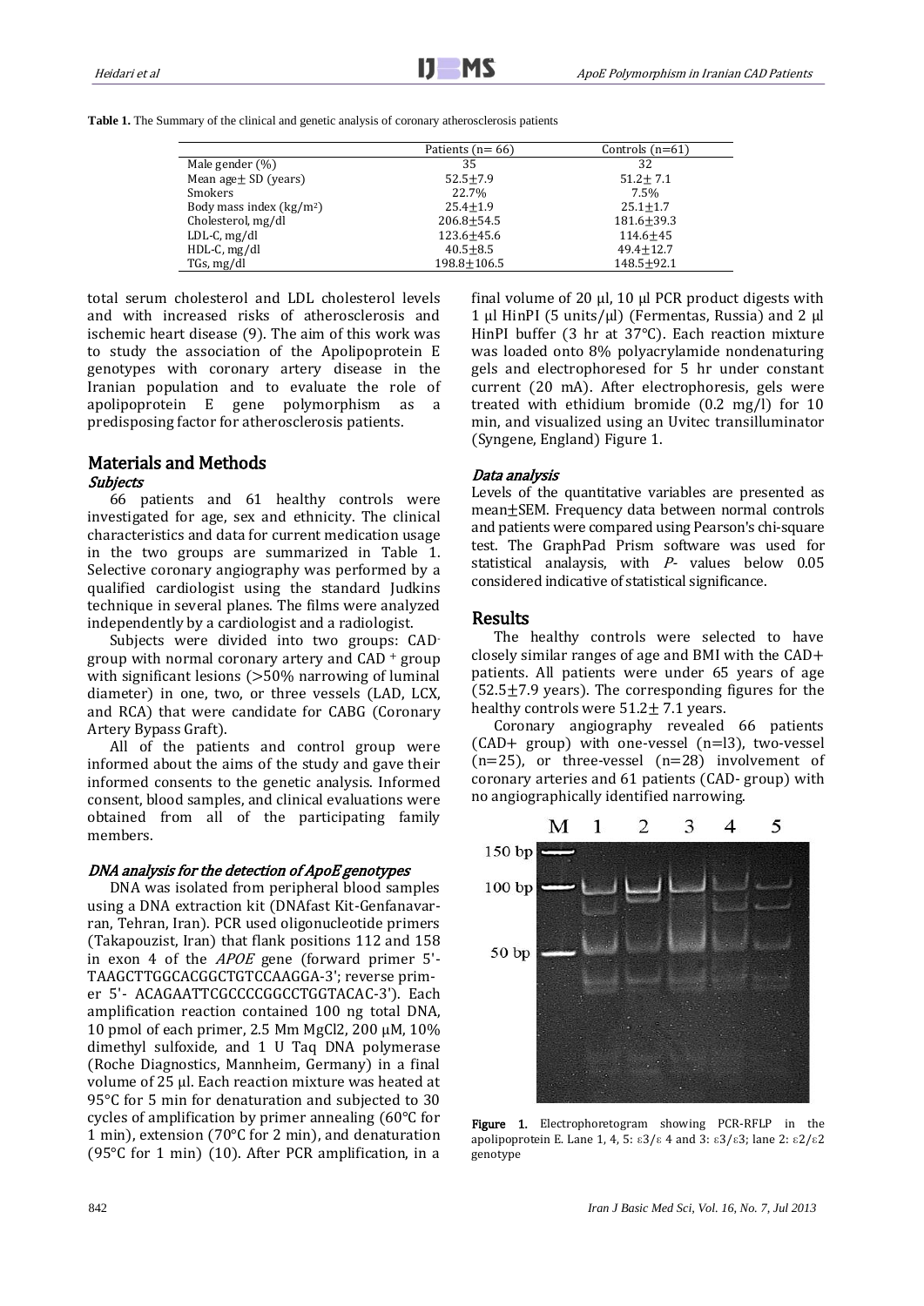**Table 1.** The Summary of the clinical and genetic analysis of coronary atherosclerosis patients

| | Patients (n= 66) | Controls (n=61) |
|---|---|---|
| Male gender (%) | 35 | 32 |
| Mean age± SD (years) | 52.5±7.9 | 51.2± 7.1 |
| Smokers | 22.7% | 7.5% |
| Body mass index (kg/m$^2$) | 25.4±1.9 | 25.1±1.7 |
| Cholesterol, mg/dl | 206.8±54.5 | 181.6±39.3 |
| LDL-C, mg/dl | 123.6±45.6 | 114.6±45 |
| HDL-C, mg/dl | 40.5±8.5 | 49.4±12.7 |
| TGs, mg/dl | 198.8±106.5 | 148.5±92.1 |

total serum cholesterol and LDL cholesterol levels and with increased risks of atherosclerosis and ischemic heart disease (9). The aim of this work was to study the association of the Apolipoprotein E genotypes with coronary artery disease in the Iranian population and to evaluate the role of apolipoprotein E gene polymorphism as a predisposing factor for atherosclerosis patients.

## Materials and Methods

### *Subjects*

66 patients and 61 healthy controls were investigated for age, sex and ethnicity. The clinical characteristics and data for current medication usage in the two groups are summarized in Table 1. Selective coronary angiography was performed by a qualified cardiologist using the standard Judkins technique in several planes. The films were analyzed independently by a cardiologist and a radiologist.

Subjects were divided into two groups: CAD$^-$ group with normal coronary artery and CAD$^+$ group with significant lesions (>50% narrowing of luminal diameter) in one, two, or three vessels (LAD, LCX, and RCA) that were candidate for CABG (Coronary Artery Bypass Graft).

All of the patients and control group were informed about the aims of the study and gave their informed consents to the genetic analysis. Informed consent, blood samples, and clinical evaluations were obtained from all of the participating family members.

### *DNA analysis for the detection of ApoE genotypes*

DNA was isolated from peripheral blood samples using a DNA extraction kit (DNAfast Kit-Genfanavarran, Tehran, Iran). PCR used oligonucleotide primers (Takapouzist, Iran) that flank positions 112 and 158 in exon 4 of the *APOE* gene (forward primer 5'-TAAGCTTGGCACGGCTGTCCAAGGA-3'; reverse primer 5'- ACAGAATTCGCCCCGGCCTGGTACAC-3'). Each amplification reaction contained 100 ng total DNA, 10 pmol of each primer, 2.5 Mm $MgCl_2$, 200 µM, 10% dimethyl sulfoxide, and 1 U Taq DNA polymerase (Roche Diagnostics, Mannheim, Germany) in a final volume of 25 µl. Each reaction mixture was heated at 95°C for 5 min for denaturation and subjected to 30 cycles of amplification by primer annealing (60°C for 1 min), extension (70°C for 2 min), and denaturation (95°C for 1 min) (10). After PCR amplification, in a final volume of 20 µl, 10 µl PCR product digests with 1 µl HinPI (5 units/µl) (Fermentas, Russia) and 2 µl HinPI buffer (3 hr at 37°C). Each reaction mixture was loaded onto 8% polyacrylamide nondenaturing gels and electrophoresed for 5 hr under constant current (20 mA). After electrophoresis, gels were treated with ethidium bromide (0.2 mg/l) for 10 min, and visualized using an Uvitec transilluminator (Syngene, England) Figure 1.

### *Data analysis*

Levels of the quantitative variables are presented as mean±SEM. Frequency data between normal controls and patients were compared using Pearson's chi-square test. The GraphPad Prism software was used for statistical analysis, with *P*- values below 0.05 considered indicative of statistical significance.

## Results

The healthy controls were selected to have closely similar ranges of age and BMI with the CAD+ patients. All patients were under 65 years of age (52.5±7.9 years). The corresponding figures for the healthy controls were 51.2± 7.1 years.

Coronary angiography revealed 66 patients (CAD+ group) with one-vessel (n=l3), two-vessel (n=25), or three-vessel (n=28) involvement of coronary arteries and 61 patients (CAD- group) with no angiographically identified narrowing.

**Figure 1.** Electrophoretogram showing PCR-RFLP in the apolipoprotein E. Lane 1, 4, 5: ε3/ε 4 and 3: ε3/ε3; lane 2: ε2/ε2 genotype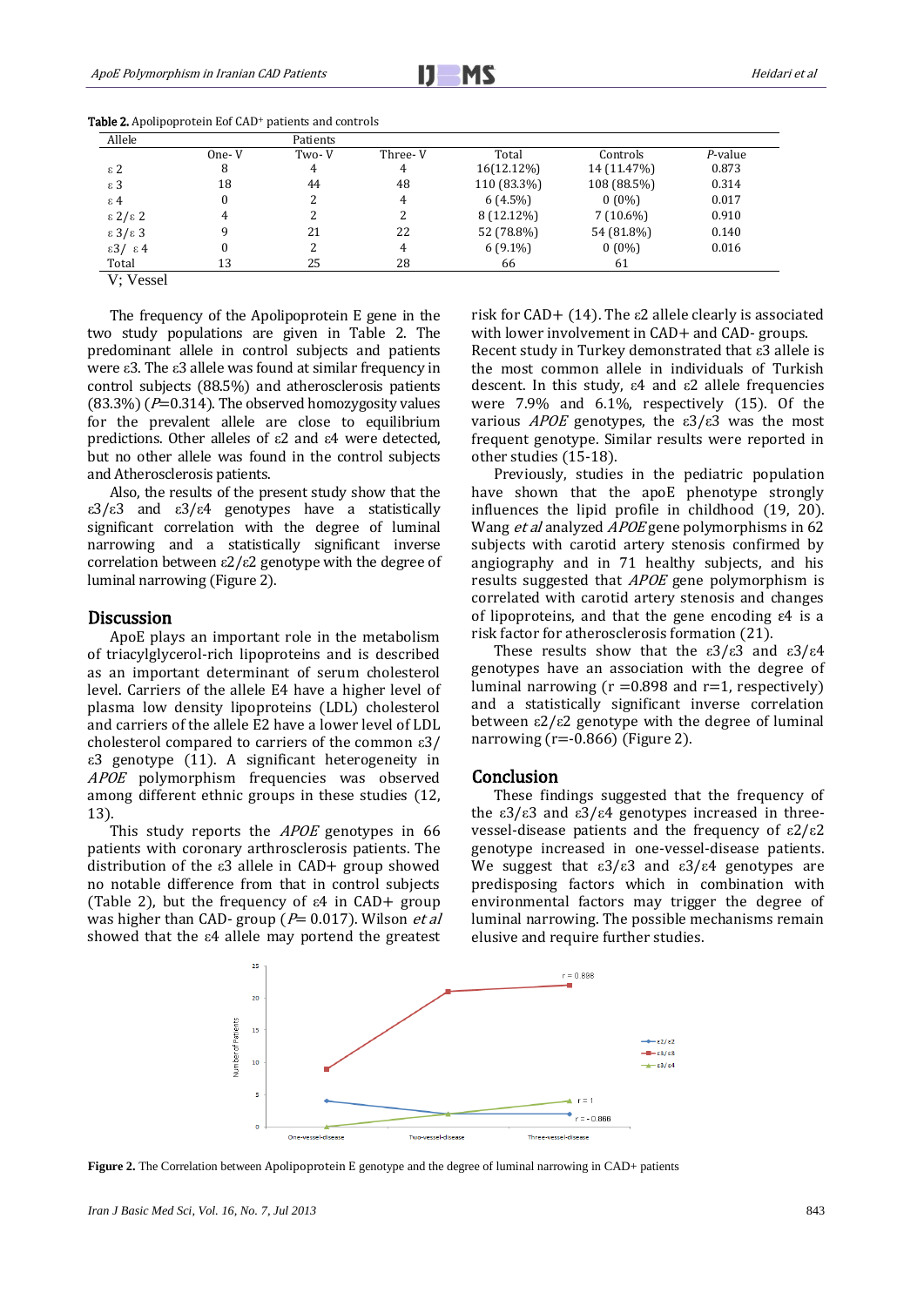**Table 2.** Apolipoprotein Eof CAD+ patients and controls

| Allele | Patients | | | | | |
|---|---|---|---|---|---|---|
| | One- V | Two- V | Three- V | Total | Controls | *P*-value |
| ε 2 | 8 | 4 | 4 | 16(12.12%) | 14 (11.47%) | 0.873 |
| ε 3 | 18 | 44 | 48 | 110 (83.3%) | 108 (88.5%) | 0.314 |
| ε 4 | 0 | 2 | 4 | 6 (4.5%) | 0 (0%) | 0.017 |
| ε 2/ε 2 | 4 | 2 | 2 | 8 (12.12%) | 7 (10.6%) | 0.910 |
| ε 3/ε 3 | 9 | 21 | 22 | 52 (78.8%) | 54 (81.8%) | 0.140 |
| ε3/ ε 4 | 0 | 2 | 4 | 6 (9.1%) | 0 (0%) | 0.016 |
| Total | 13 | 25 | 28 | 66 | 61 | |

V; Vessel

The frequency of the Apolipoprotein E gene in the two study populations are given in Table 2. The predominant allele in control subjects and patients were ε3. The ε3 allele was found at similar frequency in control subjects (88.5%) and atherosclerosis patients (83.3%) ($P$=0.314). The observed homozygosity values for the prevalent allele are close to equilibrium predictions. Other alleles of ε2 and ε4 were detected, but no other allele was found in the control subjects and Atherosclerosis patients.

Also, the results of the present study show that the ε3/ε3 and ε3/ε4 genotypes have a statistically significant correlation with the degree of luminal narrowing and a statistically significant inverse correlation between ε2/ε2 genotype with the degree of luminal narrowing (Figure 2).

## Discussion

ApoE plays an important role in the metabolism of triacylglycerol-rich lipoproteins and is described as an important determinant of serum cholesterol level. Carriers of the allele E4 have a higher level of plasma low density lipoproteins (LDL) cholesterol and carriers of the allele E2 have a lower level of LDL cholesterol compared to carriers of the common ε3/ε3 genotype (11). A significant heterogeneity in *APOE* polymorphism frequencies was observed among different ethnic groups in these studies (12, 13).

This study reports the *APOE* genotypes in 66 patients with coronary arthrosclerosis patients. The distribution of the ε3 allele in CAD+ group showed no notable difference from that in control subjects (Table 2), but the frequency of ε4 in CAD+ group was higher than CAD- group ($P$= 0.017). Wilson *et al* showed that the ε4 allele may portend the greatest risk for CAD+ (14). The ε2 allele clearly is associated with lower involvement in CAD+ and CAD- groups. Recent study in Turkey demonstrated that ε3 allele is the most common allele in individuals of Turkish descent. In this study, ε4 and ε2 allele frequencies were 7.9% and 6.1%, respectively (15). Of the various *APOE* genotypes, the ε3/ε3 was the most frequent genotype. Similar results were reported in other studies (15-18).

Previously, studies in the pediatric population have shown that the apoE phenotype strongly influences the lipid profile in childhood (19, 20). Wang *et al* analyzed *APOE* gene polymorphisms in 62 subjects with carotid artery stenosis confirmed by angiography and in 71 healthy subjects, and his results suggested that *APOE* gene polymorphism is correlated with carotid artery stenosis and changes of lipoproteins, and that the gene encoding ε4 is a risk factor for atherosclerosis formation (21).

These results show that the ε3/ε3 and ε3/ε4 genotypes have an association with the degree of luminal narrowing (r =0.898 and r=1, respectively) and a statistically significant inverse correlation between ε2/ε2 genotype with the degree of luminal narrowing (r=-0.866) (Figure 2).

## Conclusion

These findings suggested that the frequency of the ε3/ε3 and ε3/ε4 genotypes increased in three-vessel-disease patients and the frequency of ε2/ε2 genotype increased in one-vessel-disease patients. We suggest that ε3/ε3 and ε3/ε4 genotypes are predisposing factors which in combination with environmental factors may trigger the degree of luminal narrowing. The possible mechanisms remain elusive and require further studies.

**Figure 2.** The Correlation between Apolipoprotein E genotype and the degree of luminal narrowing in CAD+ patients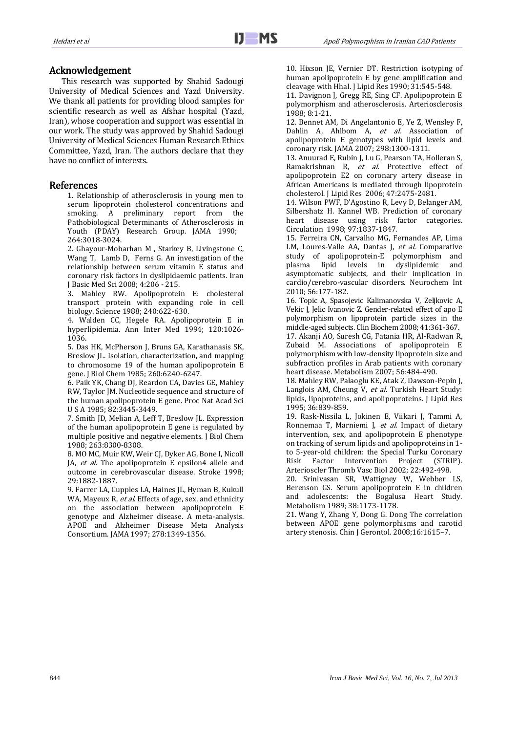## Acknowledgement

This research was supported by Shahid Sadougi University of Medical Sciences and Yazd University. We thank all patients for providing blood samples for scientific research as well as Afshar hospital (Yazd, Iran), whose cooperation and support was essential in our work. The study was approved by Shahid Sadougi University of Medical Sciences Human Research Ethics Committee, Yazd, Iran. The authors declare that they have no conflict of interests.

## References

1. Relationship of atherosclerosis in young men to serum lipoprotein cholesterol concentrations and smoking. A preliminary report from the Pathobiological Determinants of Atherosclerosis in Youth (PDAY) Research Group. JAMA 1990; 264:3018-3024.
2. Ghayour-Mobarhan M , Starkey B, Livingstone C, Wang T, Lamb D, Ferns G. An investigation of the relationship between serum vitamin E status and coronary risk factors in dyslipidaemic patients. Iran J Basic Med Sci 2008; 4:206 - 215.
3. Mahley RW. Apolipoprotein E: cholesterol transport protein with expanding role in cell biology. Science 1988; 240:622-630.
4. Walden CC, Hegele RA. Apolipoprotein E in hyperlipidemia. Ann Inter Med 1994; 120:1026-1036.
5. Das HK, McPherson J, Bruns GA, Karathanasis SK, Breslow JL. Isolation, characterization, and mapping to chromosome 19 of the human apolipoprotein E gene. J Biol Chem 1985; 260:6240-6247.
6. Paik YK, Chang DJ, Reardon CA, Davies GE, Mahley RW, Taylor JM. Nucleotide sequence and structure of the human apolipoprotein E gene. Proc Nat Acad Sci U S A 1985; 82:3445-3449.
7. Smith JD, Melian A, Leff T, Breslow JL. Expression of the human apolipoprotein E gene is regulated by multiple positive and negative elements. J Biol Chem 1988; 263:8300-8308.
8. MO MC, Muir KW, Weir CJ, Dyker AG, Bone I, Nicoll JA, *et al*. The apolipoprotein E epsilon4 allele and outcome in cerebrovascular disease. Stroke 1998; 29:1882-1887.
9. Farrer LA, Cupples LA, Haines JL, Hyman B, Kukull WA, Mayeux R, *et al*. Effects of age, sex, and ethnicity on the association between apolipoprotein E genotype and Alzheimer disease. A meta-analysis. APOE and Alzheimer Disease Meta Analysis Consortium. JAMA 1997; 278:1349-1356.
10. Hixson JE, Vernier DT. Restriction isotyping of human apolipoprotein E by gene amplification and cleavage with HhaI. J Lipid Res 1990; 31:545-548.
11. Davignon J, Gregg RE, Sing CF. Apolipoprotein E polymorphism and atherosclerosis. Arteriosclerosis 1988; 8:1-21.
12. Bennet AM, Di Angelantonio E, Ye Z, Wensley F, Dahlin A, Ahlbom A, *et al*. Association of apolipoprotein E genotypes with lipid levels and coronary risk. JAMA 2007; 298:1300-1311.
13. Anuurad E, Rubin J, Lu G, Pearson TA, Holleran S, Ramakrishnan R, *et al*. Protective effect of apolipoprotein E2 on coronary artery disease in African Americans is mediated through lipoprotein cholesterol. J Lipid Res 2006; 47:2475-2481.
14. Wilson PWF, D'Agostino R, Levy D, Belanger AM, Silbershatz H. Kannel WB. Prediction of coronary heart disease using risk factor categories. Circulation 1998; 97:1837-1847.
15. Ferreira CN, Carvalho MG, Fernandes AP, Lima LM, Loures-Valle AA, Dantas J, *et al*. Comparative study of apolipoprotein-E polymorphism and plasma lipid levels in dyslipidemic and asymptomatic subjects, and their implication in cardio/cerebro-vascular disorders. Neurochem Int 2010; 56:177-182.
16. Topic A, Spasojevic Kalimanovska V, Zeljkovic A, Vekic J, Jelic Ivanovic Z. Gender-related effect of apo E polymorphism on lipoprotein particle sizes in the middle-aged subjects. Clin Biochem 2008; 41:361-367.
17. Akanji AO, Suresh CG, Fatania HR, Al-Radwan R, Zubaid M. Associations of apolipoprotein E polymorphism with low-density lipoprotein size and subfraction profiles in Arab patients with coronary heart disease. Metabolism 2007; 56:484-490.
18. Mahley RW, Palaoglu KE, Atak Z, Dawson-Pepin J, Langlois AM, Cheung V, *et al*. Turkish Heart Study: lipids, lipoproteins, and apolipoproteins. J Lipid Res 1995; 36:839-859.
19. Rask-Nissila L, Jokinen E, Viikari J, Tammi A, Ronnemaa T, Marniemi J, *et al*. Impact of dietary intervention, sex, and apolipoprotein E phenotype on tracking of serum lipids and apolipoproteins in 1- to 5-year-old children: the Special Turku Coronary Risk Factor Intervention Project (STRIP). Arterioscler Thromb Vasc Biol 2002; 22:492-498.
20. Srinivasan SR, Wattigney W, Webber LS, Berenson GS. Serum apolipoprotein E in children and adolescents: the Bogalusa Heart Study. Metabolism 1989; 38:1173-1178.
21. Wang Y, Zhang Y, Dong G. Dong The correlation between APOE gene polymorphisms and carotid artery stenosis. Chin J Gerontol. 2008;16:1615–7.